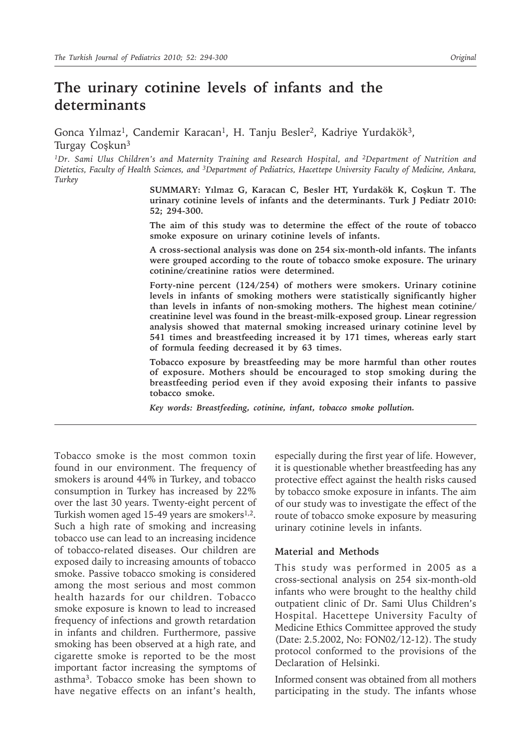# The urinary cotinine levels of infants and the determinants

Gonca Yılmaz[1], Candemir Karacan[1], H. Tanju Besler[2], Kadriye Yurdakök[3], Turgay Coşkun[3]

[1]Dr. Sami Ulus Children's and Maternity Training and Research Hospital, and [2]Department of Nutrition and Dietetics, Faculty of Health Sciences, and [3]Department of Pediatrics, Hacettepe University Faculty of Medicine, Ankara, Turkey

**SUMMARY: Yılmaz G, Karacan C, Besler HT, Yurdakök K, Coşkun T. The urinary cotinine levels of infants and the determinants. Turk J Pediatr 2010: 52; 294-300.**

**The aim of this study was to determine the effect of the route of tobacco smoke exposure on urinary cotinine levels of infants.**

**A cross-sectional analysis was done on 254 six-month-old infants. The infants were grouped according to the route of tobacco smoke exposure. The urinary cotinine/creatinine ratios were determined.**

**Forty-nine percent (124/254) of mothers were smokers. Urinary cotinine levels in infants of smoking mothers were statistically significantly higher than levels in infants of non-smoking mothers. The highest mean cotinine/creatinine level was found in the breast-milk-exposed group. Linear regression analysis showed that maternal smoking increased urinary cotinine level by 541 times and breastfeeding increased it by 171 times, whereas early start of formula feeding decreased it by 63 times.**

**Tobacco exposure by breastfeeding may be more harmful than other routes of exposure. Mothers should be encouraged to stop smoking during the breastfeeding period even if they avoid exposing their infants to passive tobacco smoke.**

***Key words: Breastfeeding, cotinine, infant, tobacco smoke pollution.***

Tobacco smoke is the most common toxin found in our environment. The frequency of smokers is around 44% in Turkey, and tobacco consumption in Turkey has increased by 22% over the last 30 years. Twenty-eight percent of Turkish women aged 15-49 years are smokers[1,2]. Such a high rate of smoking and increasing tobacco use can lead to an increasing incidence of tobacco-related diseases. Our children are exposed daily to increasing amounts of tobacco smoke. Passive tobacco smoking is considered among the most serious and most common health hazards for our children. Tobacco smoke exposure is known to lead to increased frequency of infections and growth retardation in infants and children. Furthermore, passive smoking has been observed at a high rate, and cigarette smoke is reported to be the most important factor increasing the symptoms of asthma[3]. Tobacco smoke has been shown to have negative effects on an infant's health, especially during the first year of life. However, it is questionable whether breastfeeding has any protective effect against the health risks caused by tobacco smoke exposure in infants. The aim of our study was to investigate the effect of the route of tobacco smoke exposure by measuring urinary cotinine levels in infants.

## Material and Methods

This study was performed in 2005 as a cross-sectional analysis on 254 six-month-old infants who were brought to the healthy child outpatient clinic of Dr. Sami Ulus Children's Hospital. Hacettepe University Faculty of Medicine Ethics Committee approved the study (Date: 2.5.2002, No: FON02/12-12). The study protocol conformed to the provisions of the Declaration of Helsinki.

Informed consent was obtained from all mothers participating in the study. The infants whose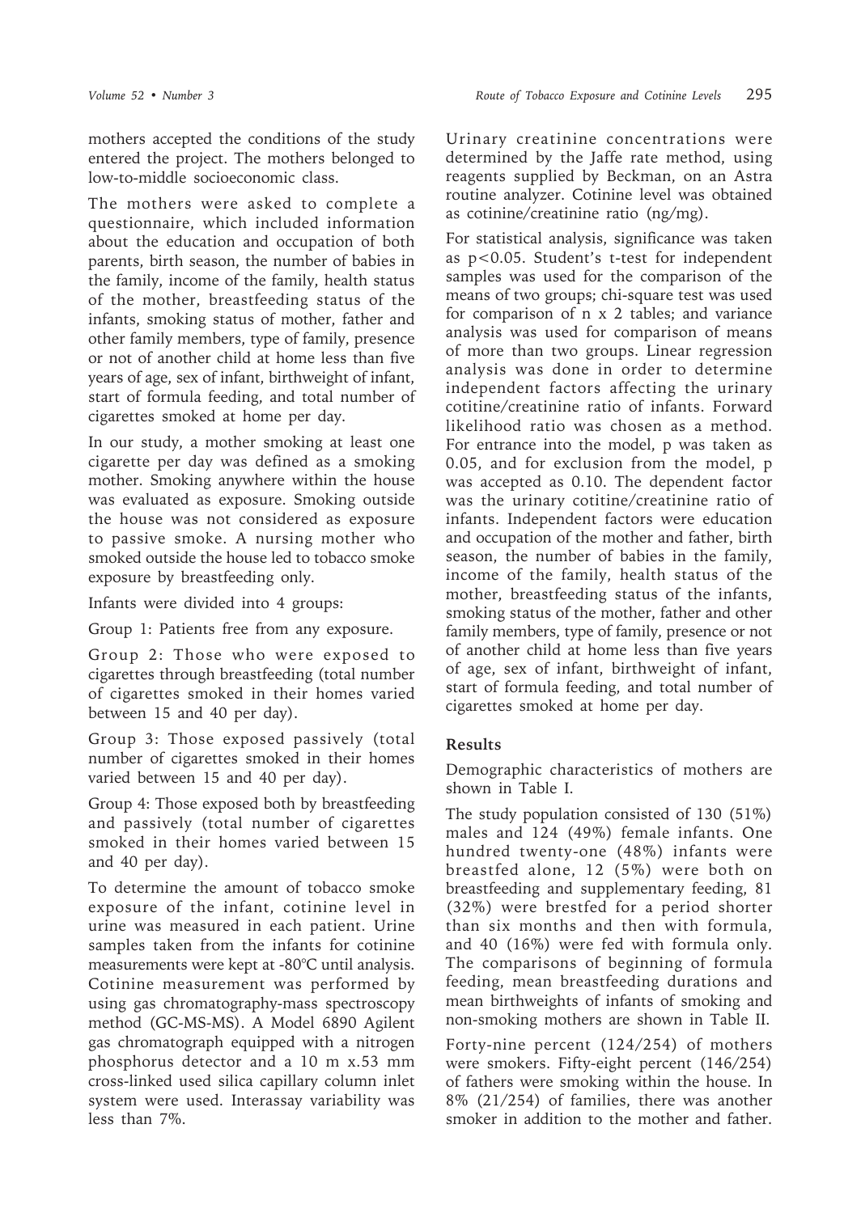mothers accepted the conditions of the study entered the project. The mothers belonged to low-to-middle socioeconomic class.

The mothers were asked to complete a questionnaire, which included information about the education and occupation of both parents, birth season, the number of babies in the family, income of the family, health status of the mother, breastfeeding status of the infants, smoking status of mother, father and other family members, type of family, presence or not of another child at home less than five years of age, sex of infant, birthweight of infant, start of formula feeding, and total number of cigarettes smoked at home per day.

In our study, a mother smoking at least one cigarette per day was defined as a smoking mother. Smoking anywhere within the house was evaluated as exposure. Smoking outside the house was not considered as exposure to passive smoke. A nursing mother who smoked outside the house led to tobacco smoke exposure by breastfeeding only.

Infants were divided into 4 groups:

Group 1: Patients free from any exposure.

Group 2: Those who were exposed to cigarettes through breastfeeding (total number of cigarettes smoked in their homes varied between 15 and 40 per day).

Group 3: Those exposed passively (total number of cigarettes smoked in their homes varied between 15 and 40 per day).

Group 4: Those exposed both by breastfeeding and passively (total number of cigarettes smoked in their homes varied between 15 and 40 per day).

To determine the amount of tobacco smoke exposure of the infant, cotinine level in urine was measured in each patient. Urine samples taken from the infants for cotinine measurements were kept at -80°C until analysis. Cotinine measurement was performed by using gas chromatography-mass spectroscopy method (GC-MS-MS). A Model 6890 Agilent gas chromatograph equipped with a nitrogen phosphorus detector and a 10 m x.53 mm cross-linked used silica capillary column inlet system were used. Interassay variability was less than 7%.

Urinary creatinine concentrations were determined by the Jaffe rate method, using reagents supplied by Beckman, on an Astra routine analyzer. Cotinine level was obtained as cotinine/creatinine ratio (ng/mg).

For statistical analysis, significance was taken as $p<0.05$. Student's t-test for independent samples was used for the comparison of the means of two groups; chi-square test was used for comparison of n x 2 tables; and variance analysis was used for comparison of means of more than two groups. Linear regression analysis was done in order to determine independent factors affecting the urinary cotitine/creatinine ratio of infants. Forward likelihood ratio was chosen as a method. For entrance into the model, p was taken as 0.05, and for exclusion from the model, p was accepted as 0.10. The dependent factor was the urinary cotitine/creatinine ratio of infants. Independent factors were education and occupation of the mother and father, birth season, the number of babies in the family, income of the family, health status of the mother, breastfeeding status of the infants, smoking status of the mother, father and other family members, type of family, presence or not of another child at home less than five years of age, sex of infant, birthweight of infant, start of formula feeding, and total number of cigarettes smoked at home per day.

## Results

Demographic characteristics of mothers are shown in Table I.

The study population consisted of 130 (51%) males and 124 (49%) female infants. One hundred twenty-one (48%) infants were breastfed alone, 12 (5%) were both on breastfeeding and supplementary feeding, 81 (32%) were brestfed for a period shorter than six months and then with formula, and 40 (16%) were fed with formula only. The comparisons of beginning of formula feeding, mean breastfeeding durations and mean birthweights of infants of smoking and non-smoking mothers are shown in Table II.

Forty-nine percent (124/254) of mothers were smokers. Fifty-eight percent (146/254) of fathers were smoking within the house. In 8% (21/254) of families, there was another smoker in addition to the mother and father.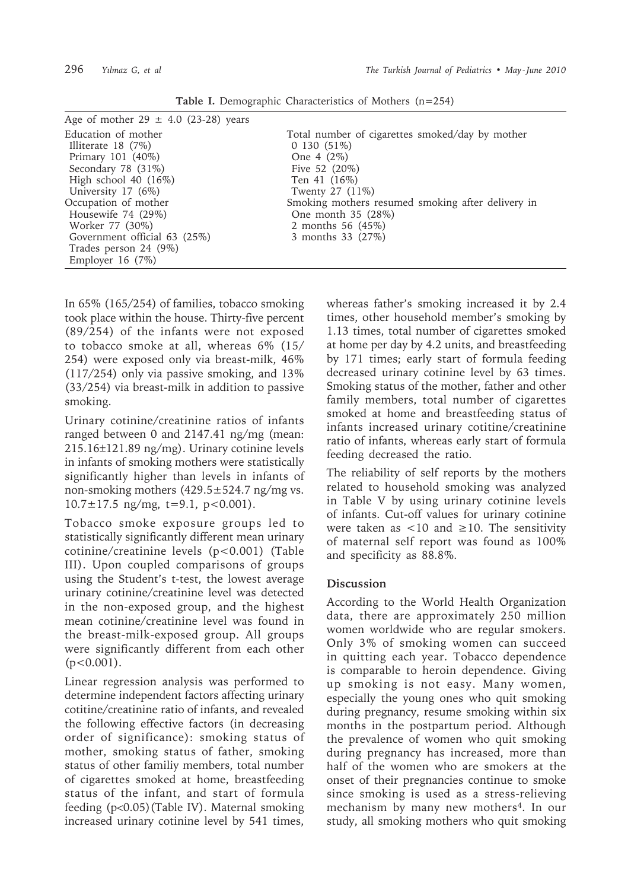**Table I.** Demographic Characteristics of Mothers (n=254)

| | |
|---|---|
| Age of mother 29 ± 4.0 (23-28) years | |
| Education of mother | Total number of cigarettes smoked/day by mother |
| Illiterate 18 (7%) | 0 130 (51%) |
| Primary 101 (40%) | One 4 (2%) |
| Secondary 78 (31%) | Five 52 (20%) |
| High school 40 (16%) | Ten 41 (16%) |
| University 17 (6%) | Twenty 27 (11%) |
| Occupation of mother | Smoking mothers resumed smoking after delivery in |
| Housewife 74 (29%) | One month 35 (28%) |
| Worker 77 (30%) | 2 months 56 (45%) |
| Government official 63 (25%) | 3 months 33 (27%) |
| Trades person 24 (9%) | |
| Employer 16 (7%) | |

In 65% (165/254) of families, tobacco smoking took place within the house. Thirty-five percent (89/254) of the infants were not exposed to tobacco smoke at all, whereas 6% (15/254) were exposed only via breast-milk, 46% (117/254) only via passive smoking, and 13% (33/254) via breast-milk in addition to passive smoking.

Urinary cotinine/creatinine ratios of infants ranged between 0 and 2147.41 ng/mg (mean: 215.16±121.89 ng/mg). Urinary cotinine levels in infants of smoking mothers were statistically significantly higher than levels in infants of non-smoking mothers (429.5±524.7 ng/mg vs. 10.7±17.5 ng/mg, t=9.1, $p<0.001$).

Tobacco smoke exposure groups led to statistically significantly different mean urinary cotinine/creatinine levels ($p<0.001$) (Table III). Upon coupled comparisons of groups using the Student's t-test, the lowest average urinary cotinine/creatinine level was detected in the non-exposed group, and the highest mean cotinine/creatinine level was found in the breast-milk-exposed group. All groups were significantly different from each other ($p<0.001$).

Linear regression analysis was performed to determine independent factors affecting urinary cotitine/creatinine ratio of infants, and revealed the following effective factors (in decreasing order of significance): smoking status of mother, smoking status of father, smoking status of other familiy members, total number of cigarettes smoked at home, breastfeeding status of the infant, and start of formula feeding ($p<0.05$) (Table IV). Maternal smoking increased urinary cotinine level by 541 times, whereas father's smoking increased it by 2.4 times, other household member's smoking by 1.13 times, total number of cigarettes smoked at home per day by 4.2 units, and breastfeeding by 171 times; early start of formula feeding decreased urinary cotinine level by 63 times. Smoking status of the mother, father and other family members, total number of cigarettes smoked at home and breastfeeding status of infants increased urinary cotitine/creatinine ratio of infants, whereas early start of formula feeding decreased the ratio.

The reliability of self reports by the mothers related to household smoking was analyzed in Table V by using urinary cotinine levels of infants. Cut-off values for urinary cotinine were taken as <10 and ≥10. The sensitivity of maternal self report was found as 100% and specificity as 88.8%.

## Discussion

According to the World Health Organization data, there are approximately 250 million women worldwide who are regular smokers. Only 3% of smoking women can succeed in quitting each year. Tobacco dependence is comparable to heroin dependence. Giving up smoking is not easy. Many women, especially the young ones who quit smoking during pregnancy, resume smoking within six months in the postpartum period. Although the prevalence of women who quit smoking during pregnancy has increased, more than half of the women who are smokers at the onset of their pregnancies continue to smoke since smoking is used as a stress-relieving mechanism by many new mothers[4]. In our study, all smoking mothers who quit smoking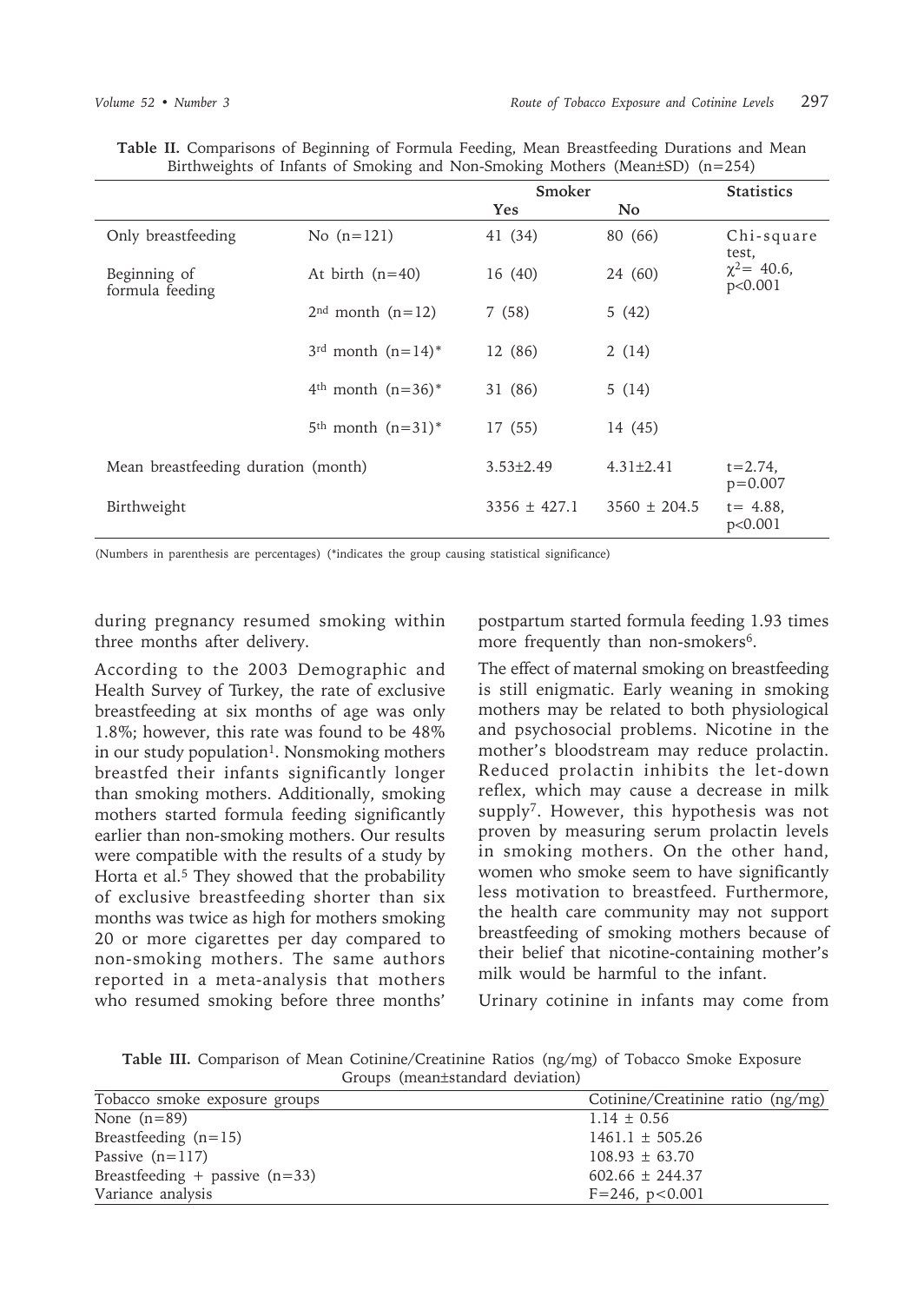**Table II.** Comparisons of Beginning of Formula Feeding, Mean Breastfeeding Durations and Mean Birthweights of Infants of Smoking and Non-Smoking Mothers (Mean±SD) (n=254)

| | | Smoker | | Statistics |
|---|---|---|---|---|
| | | Yes | No | |
| Only breastfeeding | No (n=121) | 41 (34) | 80 (66) | Chi-square test, $\chi^2$= 40.6, p<0.001 |
| Beginning of formula feeding | At birth (n=40) | 16 (40) | 24 (60) | |
| | 2nd month (n=12) | 7 (58) | 5 (42) | |
| | 3rd month (n=14)* | 12 (86) | 2 (14) | |
| | 4th month (n=36)* | 31 (86) | 5 (14) | |
| | 5th month (n=31)* | 17 (55) | 14 (45) | |
| Mean breastfeeding duration (month) | | 3.53±2.49 | 4.31±2.41 | t=2.74, p=0.007 |
| Birthweight | | 3356 ± 427.1 | 3560 ± 204.5 | t= 4.88, p<0.001 |

(Numbers in parenthesis are percentages) (*indicates the group causing statistical significance)

during pregnancy resumed smoking within three months after delivery.

According to the 2003 Demographic and Health Survey of Turkey, the rate of exclusive breastfeeding at six months of age was only 1.8%; however, this rate was found to be 48% in our study population[1]. Nonsmoking mothers breastfed their infants significantly longer than smoking mothers. Additionally, smoking mothers started formula feeding significantly earlier than non-smoking mothers. Our results were compatible with the results of a study by Horta et al.[5] They showed that the probability of exclusive breastfeeding shorter than six months was twice as high for mothers smoking 20 or more cigarettes per day compared to non-smoking mothers. The same authors reported in a meta-analysis that mothers who resumed smoking before three months' postpartum started formula feeding 1.93 times more frequently than non-smokers[6].

The effect of maternal smoking on breastfeeding is still enigmatic. Early weaning in smoking mothers may be related to both physiological and psychosocial problems. Nicotine in the mother's bloodstream may reduce prolactin. Reduced prolactin inhibits the let-down reflex, which may cause a decrease in milk supply[7]. However, this hypothesis was not proven by measuring serum prolactin levels in smoking mothers. On the other hand, women who smoke seem to have significantly less motivation to breastfeed. Furthermore, the health care community may not support breastfeeding of smoking mothers because of their belief that nicotine-containing mother's milk would be harmful to the infant.

Urinary cotinine in infants may come from

**Table III.** Comparison of Mean Cotinine/Creatinine Ratios (ng/mg) of Tobacco Smoke Exposure Groups (mean±standard deviation)

| Tobacco smoke exposure groups | Cotinine/Creatinine ratio (ng/mg) |
|---|---|
| None (n=89) | 1.14 ± 0.56 |
| Breastfeeding (n=15) | 1461.1 ± 505.26 |
| Passive (n=117) | 108.93 ± 63.70 |
| Breastfeeding + passive (n=33) | 602.66 ± 244.37 |
| Variance analysis | F=246, p<0.001 |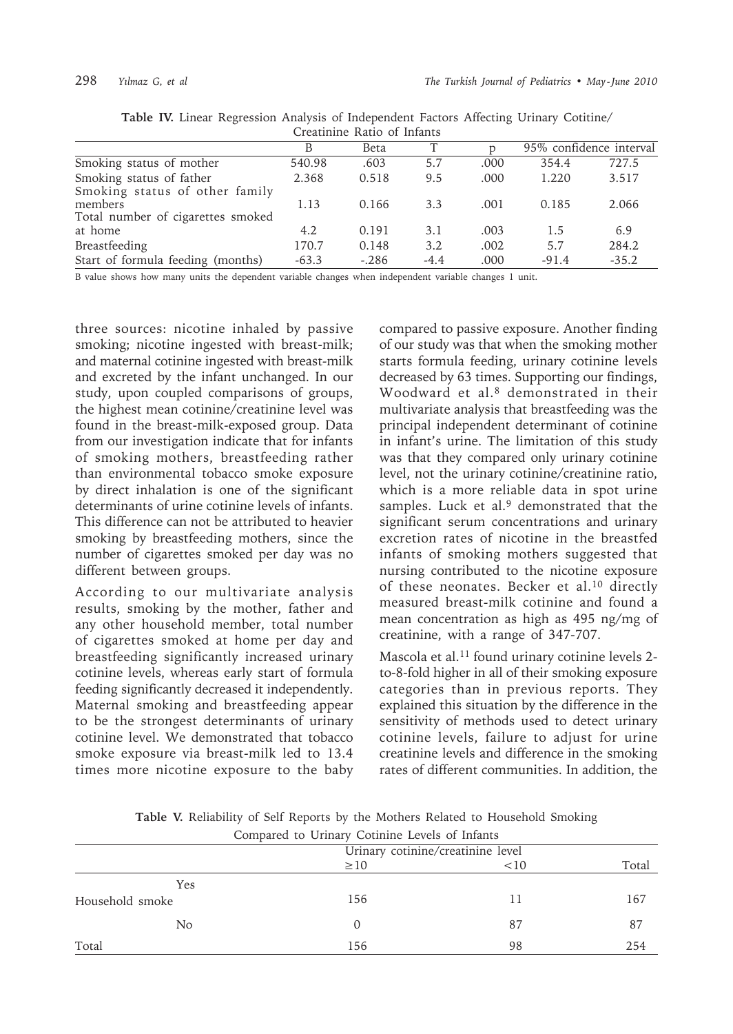**Table IV.** Linear Regression Analysis of Independent Factors Affecting Urinary Cotinine/ Creatinine Ratio of Infants

| | B | Beta | T | p | 95% confidence interval | |
|---|---|---|---|---|---|---|
| Smoking status of mother | 540.98 | .603 | 5.7 | .000 | 354.4 | 727.5 |
| Smoking status of father | 2.368 | 0.518 | 9.5 | .000 | 1.220 | 3.517 |
| Smoking status of other family members | 1.13 | 0.166 | 3.3 | .001 | 0.185 | 2.066 |
| Total number of cigarettes smoked at home | 4.2 | 0.191 | 3.1 | .003 | 1.5 | 6.9 |
| Breastfeeding | 170.7 | 0.148 | 3.2 | .002 | 5.7 | 284.2 |
| Start of formula feeding (months) | -63.3 | -.286 | -4.4 | .000 | -91.4 | -35.2 |

B value shows how many units the dependent variable changes when independent variable changes 1 unit.

three sources: nicotine inhaled by passive smoking; nicotine ingested with breast-milk; and maternal cotinine ingested with breast-milk and excreted by the infant unchanged. In our study, upon coupled comparisons of groups, the highest mean cotinine/creatinine level was found in the breast-milk-exposed group. Data from our investigation indicate that for infants of smoking mothers, breastfeeding rather than environmental tobacco smoke exposure by direct inhalation is one of the significant determinants of urine cotinine levels of infants. This difference can not be attributed to heavier smoking by breastfeeding mothers, since the number of cigarettes smoked per day was no different between groups.

According to our multivariate analysis results, smoking by the mother, father and any other household member, total number of cigarettes smoked at home per day and breastfeeding significantly increased urinary cotinine levels, whereas early start of formula feeding significantly decreased it independently. Maternal smoking and breastfeeding appear to be the strongest determinants of urinary cotinine level. We demonstrated that tobacco smoke exposure via breast-milk led to 13.4 times more nicotine exposure to the baby compared to passive exposure. Another finding of our study was that when the smoking mother starts formula feeding, urinary cotinine levels decreased by 63 times. Supporting our findings, Woodward et al.[8] demonstrated in their multivariate analysis that breastfeeding was the principal independent determinant of cotinine in infant's urine. The limitation of this study was that they compared only urinary cotinine level, not the urinary cotinine/creatinine ratio, which is a more reliable data in spot urine samples. Luck et al.[9] demonstrated that the significant serum concentrations and urinary excretion rates of nicotine in the breastfed infants of smoking mothers suggested that nursing contributed to the nicotine exposure of these neonates. Becker et al.[10] directly measured breast-milk cotinine and found a mean concentration as high as 495 ng/mg of creatinine, with a range of 347-707.

Mascola et al.[11] found urinary cotinine levels 2-to-8-fold higher in all of their smoking exposure categories than in previous reports. They explained this situation by the difference in the sensitivity of methods used to detect urinary cotinine levels, failure to adjust for urine creatinine levels and difference in the smoking rates of different communities. In addition, the

**Table V.** Reliability of Self Reports by the Mothers Related to Household Smoking Compared to Urinary Cotinine Levels of Infants

| | | Urinary cotinine/creatinine level | | |
|---|---|---|---|---|
| | | ≥10 | <10 | Total |
| Household smoke | Yes | 156 | 11 | 167 |
| | No | 0 | 87 | 87 |
| Total | | 156 | 98 | 254 |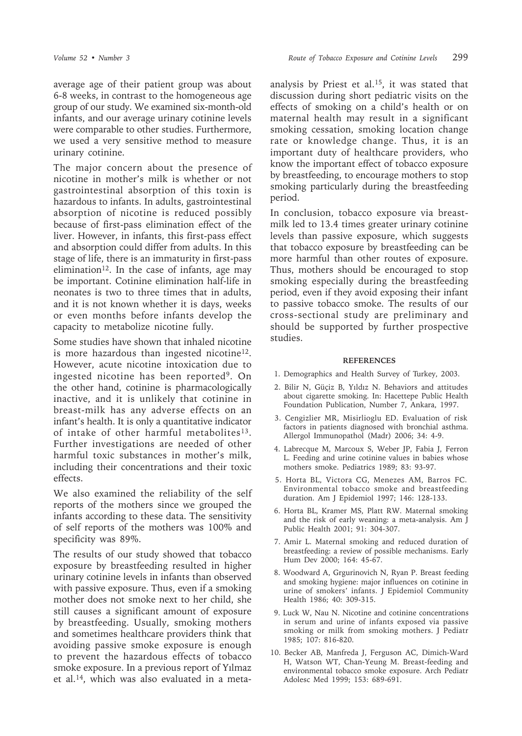average age of their patient group was about 6-8 weeks, in contrast to the homogeneous age group of our study. We examined six-month-old infants, and our average urinary cotinine levels were comparable to other studies. Furthermore, we used a very sensitive method to measure urinary cotinine.

The major concern about the presence of nicotine in mother's milk is whether or not gastrointestinal absorption of this toxin is hazardous to infants. In adults, gastrointestinal absorption of nicotine is reduced possibly because of first-pass elimination effect of the liver. However, in infants, this first-pass effect and absorption could differ from adults. In this stage of life, there is an immaturity in first-pass elimination[12]. In the case of infants, age may be important. Cotinine elimination half-life in neonates is two to three times that in adults, and it is not known whether it is days, weeks or even months before infants develop the capacity to metabolize nicotine fully.

Some studies have shown that inhaled nicotine is more hazardous than ingested nicotine[12]. However, acute nicotine intoxication due to ingested nicotine has been reported[9]. On the other hand, cotinine is pharmacologically inactive, and it is unlikely that cotinine in breast-milk has any adverse effects on an infant's health. It is only a quantitative indicator of intake of other harmful metabolites[13]. Further investigations are needed of other harmful toxic substances in mother's milk, including their concentrations and their toxic effects.

We also examined the reliability of the self reports of the mothers since we grouped the infants according to these data. The sensitivity of self reports of the mothers was 100% and specificity was 89%.

The results of our study showed that tobacco exposure by breastfeeding resulted in higher urinary cotinine levels in infants than observed with passive exposure. Thus, even if a smoking mother does not smoke next to her child, she still causes a significant amount of exposure by breastfeeding. Usually, smoking mothers and sometimes healthcare providers think that avoiding passive smoke exposure is enough to prevent the hazardous effects of tobacco smoke exposure. In a previous report of Yılmaz et al.[14], which was also evaluated in a meta-analysis by Priest et al.[15], it was stated that discussion during short pediatric visits on the effects of smoking on a child's health or on maternal health may result in a significant smoking cessation, smoking location change rate or knowledge change. Thus, it is an important duty of healthcare providers, who know the important effect of tobacco exposure by breastfeeding, to encourage mothers to stop smoking particularly during the breastfeeding period.

In conclusion, tobacco exposure via breast-milk led to 13.4 times greater urinary cotinine levels than passive exposure, which suggests that tobacco exposure by breastfeeding can be more harmful than other routes of exposure. Thus, mothers should be encouraged to stop smoking especially during the breastfeeding period, even if they avoid exposing their infant to passive tobacco smoke. The results of our cross-sectional study are preliminary and should be supported by further prospective studies.

## REFERENCES

1. Demographics and Health Survey of Turkey, 2003.
2. Bilir N, Güçiz B, Yıldız N. Behaviors and attitudes about cigarette smoking. In: Hacettepe Public Health Foundation Publication, Number 7, Ankara, 1997.
3. Cengizlier MR, Misirlioglu ED. Evaluation of risk factors in patients diagnosed with bronchial asthma. Allergol Immunopathol (Madr) 2006; 34: 4-9.
4. Labrecque M, Marcoux S, Weber JP, Fabia J, Ferron L. Feeding and urine cotinine values in babies whose mothers smoke. Pediatrics 1989; 83: 93-97.
5. Horta BL, Victora CG, Menezes AM, Barros FC. Environmental tobacco smoke and breastfeeding duration. Am J Epidemiol 1997; 146: 128-133.
6. Horta BL, Kramer MS, Platt RW. Maternal smoking and the risk of early weaning: a meta-analysis. Am J Public Health 2001; 91: 304-307.
7. Amir L. Maternal smoking and reduced duration of breastfeeding: a review of possible mechanisms. Early Hum Dev 2000; 164: 45-67.
8. Woodward A, Grgurinovich N, Ryan P. Breast feeding and smoking hygiene: major influences on cotinine in urine of smokers' infants. J Epidemiol Community Health 1986; 40: 309-315.
9. Luck W, Nau N. Nicotine and cotinine concentrations in serum and urine of infants exposed via passive smoking or milk from smoking mothers. J Pediatr 1985; 107: 816-820.
10. Becker AB, Manfreda J, Ferguson AC, Dimich-Ward H, Watson WT, Chan-Yeung M. Breast-feeding and environmental tobacco smoke exposure. Arch Pediatr Adolesc Med 1999; 153: 689-691.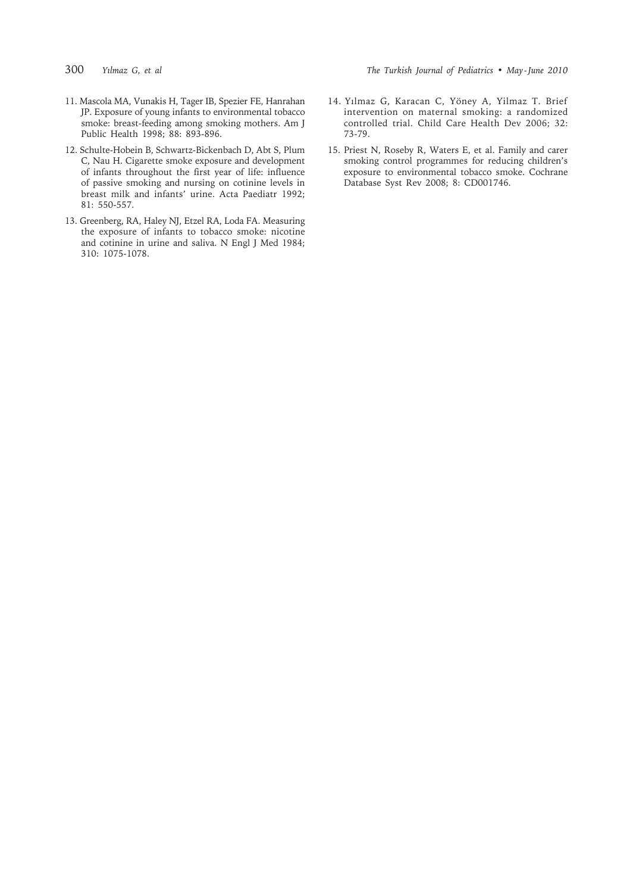11. Mascola MA, Vunakis H, Tager IB, Spezier FE, Hanrahan JP. Exposure of young infants to environmental tobacco smoke: breast-feeding among smoking mothers. Am J Public Health 1998; 88: 893-896.

12. Schulte-Hobein B, Schwartz-Bickenbach D, Abt S, Plum C, Nau H. Cigarette smoke exposure and development of infants throughout the first year of life: influence of passive smoking and nursing on cotinine levels in breast milk and infants' urine. Acta Paediatr 1992; 81: 550-557.

13. Greenberg, RA, Haley NJ, Etzel RA, Loda FA. Measuring the exposure of infants to tobacco smoke: nicotine and cotinine in urine and saliva. N Engl J Med 1984; 310: 1075-1078.

14. Yılmaz G, Karacan C, Yöney A, Yilmaz T. Brief intervention on maternal smoking: a randomized controlled trial. Child Care Health Dev 2006; 32: 73-79.

15. Priest N, Roseby R, Waters E, et al. Family and carer smoking control programmes for reducing children's exposure to environmental tobacco smoke. Cochrane Database Syst Rev 2008; 8: CD001746.